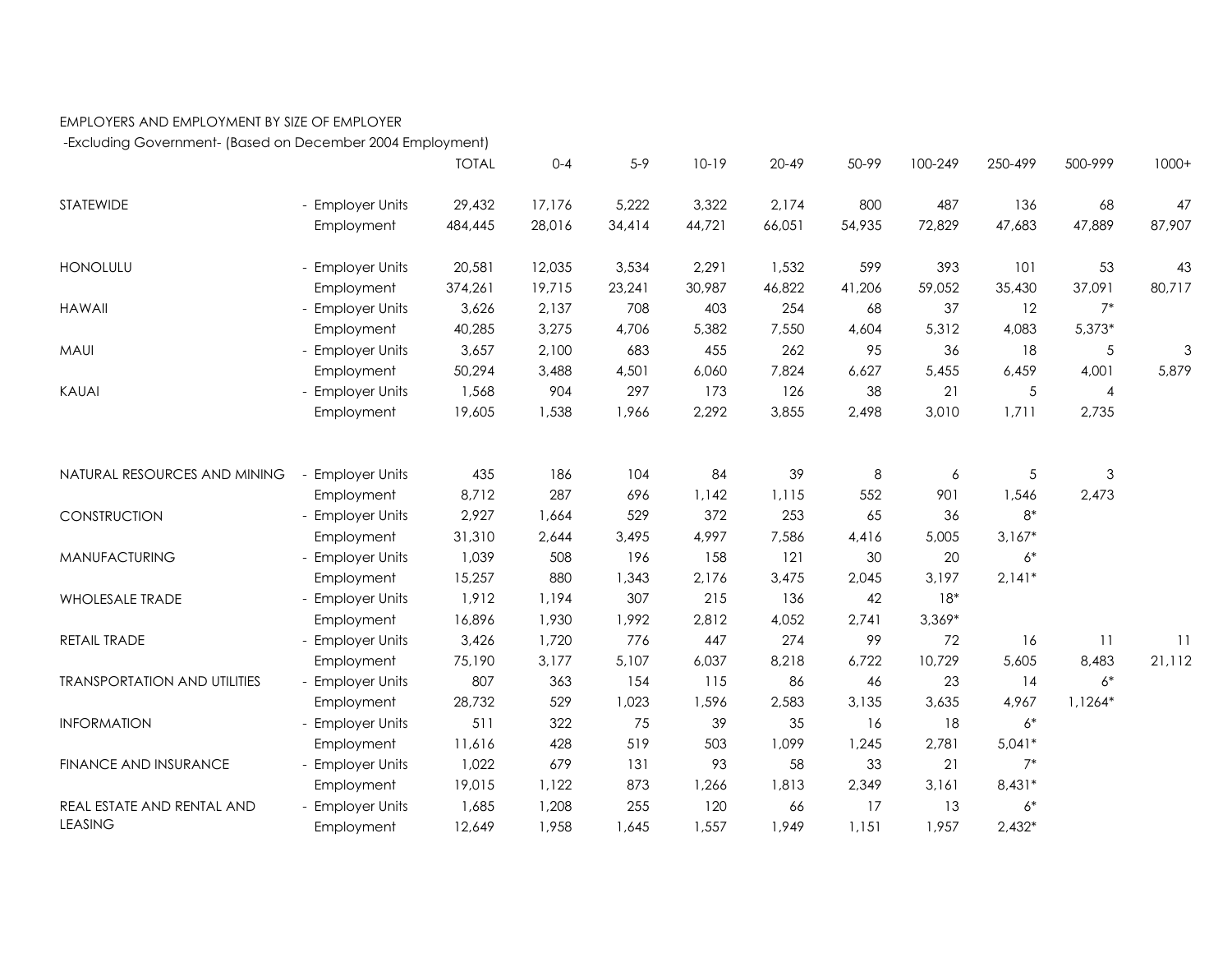EMPLOYERS AND EMPLOYMENT BY SIZE OF EMPLOYER

-Excluding Government- (Based on December 2004 Employment)

| | | TOTAL | 0-4 | 5-9 | 10-19 | 20-49 | 50-99 | 100-249 | 250-499 | 500-999 | 1000+ |
|---|---|---|---|---|---|---|---|---|---|---|---|
| STATEWIDE | - Employer Units | 29,432 | 17,176 | 5,222 | 3,322 | 2,174 | 800 | 487 | 136 | 68 | 47 |
| | Employment | 484,445 | 28,016 | 34,414 | 44,721 | 66,051 | 54,935 | 72,829 | 47,683 | 47,889 | 87,907 |
| HONOLULU | - Employer Units | 20,581 | 12,035 | 3,534 | 2,291 | 1,532 | 599 | 393 | 101 | 53 | 43 |
| | Employment | 374,261 | 19,715 | 23,241 | 30,987 | 46,822 | 41,206 | 59,052 | 35,430 | 37,091 | 80,717 |
| HAWAII | - Employer Units | 3,626 | 2,137 | 708 | 403 | 254 | 68 | 37 | 12 | 7* | |
| | Employment | 40,285 | 3,275 | 4,706 | 5,382 | 7,550 | 4,604 | 5,312 | 4,083 | 5,373* | |
| MAUI | - Employer Units | 3,657 | 2,100 | 683 | 455 | 262 | 95 | 36 | 18 | 5 | 3 |
| | Employment | 50,294 | 3,488 | 4,501 | 6,060 | 7,824 | 6,627 | 5,455 | 6,459 | 4,001 | 5,879 |
| KAUAI | - Employer Units | 1,568 | 904 | 297 | 173 | 126 | 38 | 21 | 5 | 4 | |
| | Employment | 19,605 | 1,538 | 1,966 | 2,292 | 3,855 | 2,498 | 3,010 | 1,711 | 2,735 | |
| NATURAL RESOURCES AND MINING | - Employer Units | 435 | 186 | 104 | 84 | 39 | 8 | 6 | 5 | 3 | |
| | Employment | 8,712 | 287 | 696 | 1,142 | 1,115 | 552 | 901 | 1,546 | 2,473 | |
| CONSTRUCTION | - Employer Units | 2,927 | 1,664 | 529 | 372 | 253 | 65 | 36 | 8* | | |
| | Employment | 31,310 | 2,644 | 3,495 | 4,997 | 7,586 | 4,416 | 5,005 | 3,167* | | |
| MANUFACTURING | - Employer Units | 1,039 | 508 | 196 | 158 | 121 | 30 | 20 | 6* | | |
| | Employment | 15,257 | 880 | 1,343 | 2,176 | 3,475 | 2,045 | 3,197 | 2,141* | | |
| WHOLESALE TRADE | - Employer Units | 1,912 | 1,194 | 307 | 215 | 136 | 42 | 18* | | | |
| | Employment | 16,896 | 1,930 | 1,992 | 2,812 | 4,052 | 2,741 | 3,369* | | | |
| RETAIL TRADE | - Employer Units | 3,426 | 1,720 | 776 | 447 | 274 | 99 | 72 | 16 | 11 | 11 |
| | Employment | 75,190 | 3,177 | 5,107 | 6,037 | 8,218 | 6,722 | 10,729 | 5,605 | 8,483 | 21,112 |
| TRANSPORTATION AND UTILITIES | - Employer Units | 807 | 363 | 154 | 115 | 86 | 46 | 23 | 14 | 6* | |
| | Employment | 28,732 | 529 | 1,023 | 1,596 | 2,583 | 3,135 | 3,635 | 4,967 | 1,1264* | |
| INFORMATION | - Employer Units | 511 | 322 | 75 | 39 | 35 | 16 | 18 | 6* | | |
| | Employment | 11,616 | 428 | 519 | 503 | 1,099 | 1,245 | 2,781 | 5,041* | | |
| FINANCE AND INSURANCE | - Employer Units | 1,022 | 679 | 131 | 93 | 58 | 33 | 21 | 7* | | |
| | Employment | 19,015 | 1,122 | 873 | 1,266 | 1,813 | 2,349 | 3,161 | 8,431* | | |
| REAL ESTATE AND RENTAL AND LEASING | - Employer Units | 1,685 | 1,208 | 255 | 120 | 66 | 17 | 13 | 6* | | |
| | Employment | 12,649 | 1,958 | 1,645 | 1,557 | 1,949 | 1,151 | 1,957 | 2,432* | | |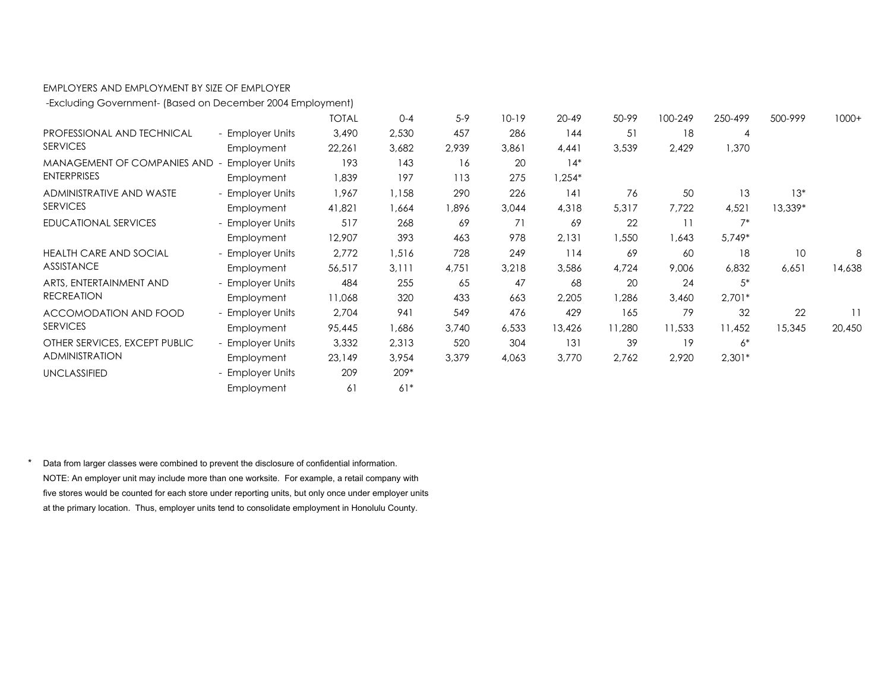EMPLOYERS AND EMPLOYMENT BY SIZE OF EMPLOYER

-Excluding Government- (Based on December 2004 Employment)

| | | TOTAL | 0-4 | 5-9 | 10-19 | 20-49 | 50-99 | 100-249 | 250-499 | 500-999 | 1000+ |
|---|---|---|---|---|---|---|---|---|---|---|---|
| PROFESSIONAL AND TECHNICAL SERVICES | - Employer Units | 3,490 | 2,530 | 457 | 286 | 144 | 51 | 18 | 4 | | |
| | Employment | 22,261 | 3,682 | 2,939 | 3,861 | 4,441 | 3,539 | 2,429 | 1,370 | | |
| MANAGEMENT OF COMPANIES AND ENTERPRISES | - Employer Units | 193 | 143 | 16 | 20 | 14* | | | | | |
| | Employment | 1,839 | 197 | 113 | 275 | 1,254* | | | | | |
| ADMINISTRATIVE AND WASTE SERVICES | - Employer Units | 1,967 | 1,158 | 290 | 226 | 141 | 76 | 50 | 13 | 13* | |
| | Employment | 41,821 | 1,664 | 1,896 | 3,044 | 4,318 | 5,317 | 7,722 | 4,521 | 13,339* | |
| EDUCATIONAL SERVICES | - Employer Units | 517 | 268 | 69 | 71 | 69 | 22 | 11 | 7* | | |
| | Employment | 12,907 | 393 | 463 | 978 | 2,131 | 1,550 | 1,643 | 5,749* | | |
| HEALTH CARE AND SOCIAL ASSISTANCE | - Employer Units | 2,772 | 1,516 | 728 | 249 | 114 | 69 | 60 | 18 | 10 | 8 |
| | Employment | 56,517 | 3,111 | 4,751 | 3,218 | 3,586 | 4,724 | 9,006 | 6,832 | 6,651 | 14,638 |
| ARTS, ENTERTAINMENT AND RECREATION | - Employer Units | 484 | 255 | 65 | 47 | 68 | 20 | 24 | 5* | | |
| | Employment | 11,068 | 320 | 433 | 663 | 2,205 | 1,286 | 3,460 | 2,701* | | |
| ACCOMODATION AND FOOD SERVICES | - Employer Units | 2,704 | 941 | 549 | 476 | 429 | 165 | 79 | 32 | 22 | 11 |
| | Employment | 95,445 | 1,686 | 3,740 | 6,533 | 13,426 | 11,280 | 11,533 | 11,452 | 15,345 | 20,450 |
| OTHER SERVICES, EXCEPT PUBLIC ADMINISTRATION | - Employer Units | 3,332 | 2,313 | 520 | 304 | 131 | 39 | 19 | 6* | | |
| | Employment | 23,149 | 3,954 | 3,379 | 4,063 | 3,770 | 2,762 | 2,920 | 2,301* | | |
| UNCLASSIFIED | - Employer Units | 209 | 209* | | | | | | | | |
| | Employment | 61 | 61* | | | | | | | | |

\* Data from larger classes were combined to prevent the disclosure of confidential information.

NOTE: An employer unit may include more than one worksite. For example, a retail company with five stores would be counted for each store under reporting units, but only once under employer units at the primary location. Thus, employer units tend to consolidate employment in Honolulu County.